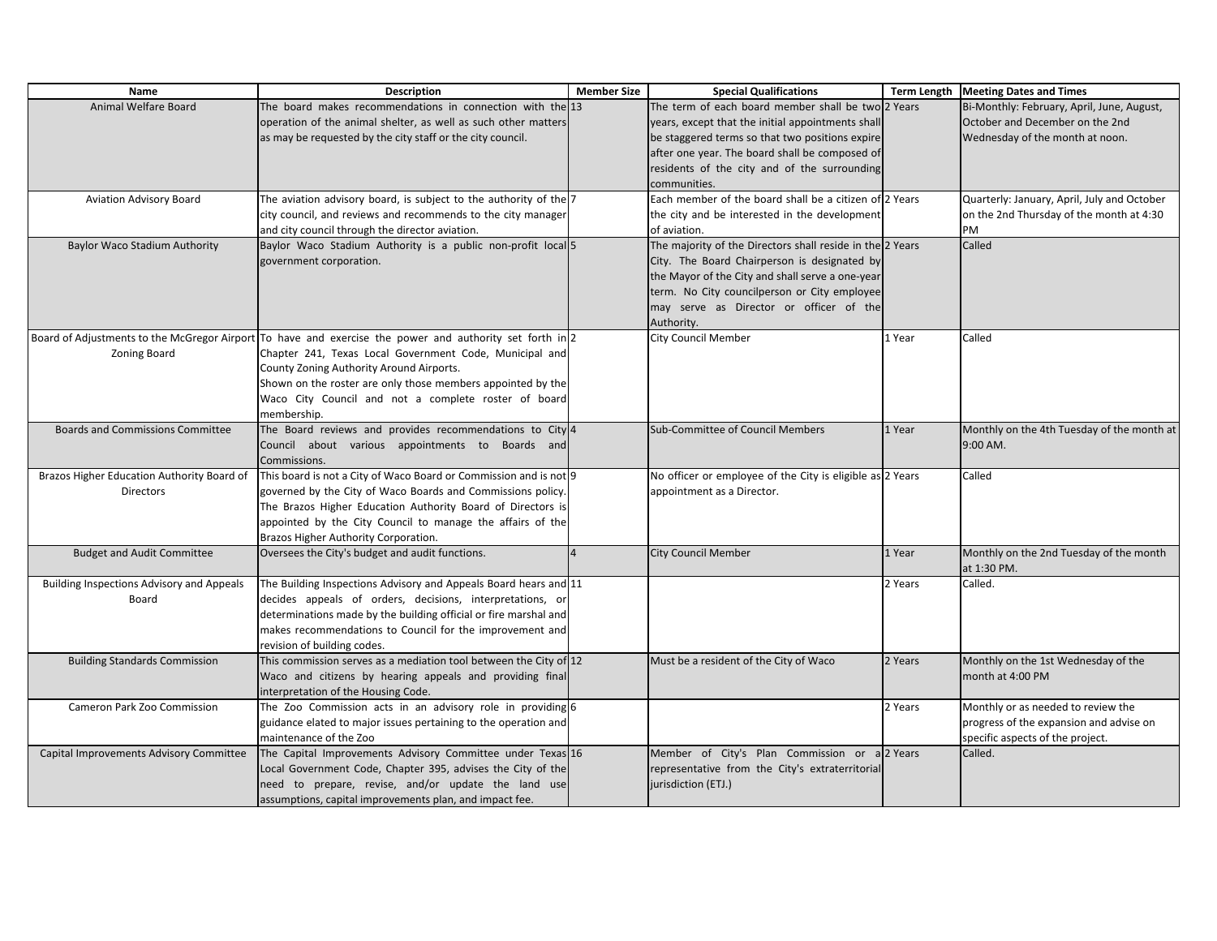| Name | Description | Member Size | Special Qualifications | Term Length | Meeting Dates and Times |
|---|---|---|---|---|---|
| Animal Welfare Board | The board makes recommendations in connection with the operation of the animal shelter, as well as such other matters as may be requested by the city staff or the city council. | 13 | The term of each board member shall be two years, except that the initial appointments shall be staggered terms so that two positions expire after one year. The board shall be composed of residents of the city and of the surrounding communities. | 2 Years | Bi-Monthly: February, April, June, August, October and December on the 2nd Wednesday of the month at noon. |
| Aviation Advisory Board | The aviation advisory board, is subject to the authority of the city council, and reviews and recommends to the city manager and city council through the director aviation. | 7 | Each member of the board shall be a citizen of the city and be interested in the development of aviation. | 2 Years | Quarterly: January, April, July and October on the 2nd Thursday of the month at 4:30 PM |
| Baylor Waco Stadium Authority | Baylor Waco Stadium Authority is a public non-profit local government corporation. | 5 | The majority of the Directors shall reside in the City. The Board Chairperson is designated by the Mayor of the City and shall serve a one-year term. No City councilperson or City employee may serve as Director or officer of the Authority. | 2 Years | Called |
| Board of Adjustments to the McGregor Airport Zoning Board | To have and exercise the power and authority set forth in Chapter 241, Texas Local Government Code, Municipal and County Zoning Authority Around Airports.<br>Shown on the roster are only those members appointed by the Waco City Council and not a complete roster of board membership. | 2 | City Council Member | 1 Year | Called |
| Boards and Commissions Committee | The Board reviews and provides recommendations to City Council about various appointments to Boards and Commissions. | 4 | Sub-Committee of Council Members | 1 Year | Monthly on the 4th Tuesday of the month at 9:00 AM. |
| Brazos Higher Education Authority Board of Directors | This board is not a City of Waco Board or Commission and is not governed by the City of Waco Boards and Commissions policy. The Brazos Higher Education Authority Board of Directors is appointed by the City Council to manage the affairs of the Brazos Higher Authority Corporation. | 9 | No officer or employee of the City is eligible as appointment as a Director. | 2 Years | Called |
| Budget and Audit Committee | Oversees the City's budget and audit functions. | 4 | City Council Member | 1 Year | Monthly on the 2nd Tuesday of the month at 1:30 PM. |
| Building Inspections Advisory and Appeals Board | The Building Inspections Advisory and Appeals Board hears and decides appeals of orders, decisions, interpretations, or determinations made by the building official or fire marshal and makes recommendations to Council for the improvement and revision of building codes. | 11 | | 2 Years | Called. |
| Building Standards Commission | This commission serves as a mediation tool between the City of Waco and citizens by hearing appeals and providing final interpretation of the Housing Code. | 12 | Must be a resident of the City of Waco | 2 Years | Monthly on the 1st Wednesday of the month at 4:00 PM |
| Cameron Park Zoo Commission | The Zoo Commission acts in an advisory role in providing guidance elated to major issues pertaining to the operation and maintenance of the Zoo | 6 | | 2 Years | Monthly or as needed to review the progress of the expansion and advise on specific aspects of the project. |
| Capital Improvements Advisory Committee | The Capital Improvements Advisory Committee under Texas Local Government Code, Chapter 395, advises the City of the need to prepare, revise, and/or update the land use assumptions, capital improvements plan, and impact fee. | 16 | Member of City's Plan Commission or a representative from the City's extraterritorial jurisdiction (ETJ.) | 2 Years | Called. |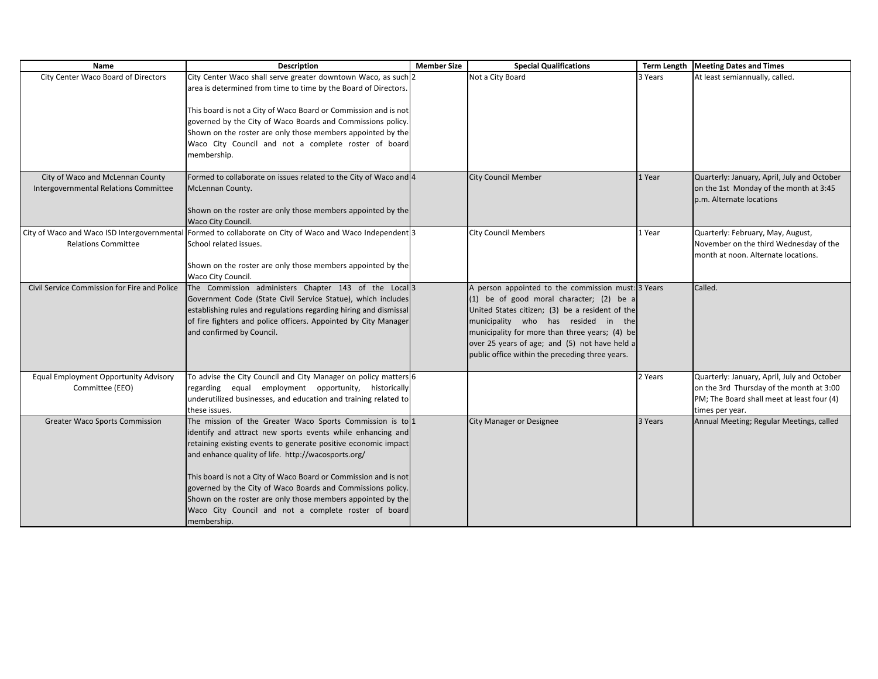| Name | Description | Member Size | Special Qualifications | Term Length | Meeting Dates and Times |
|---|---|---|---|---|---|
| City Center Waco Board of Directors | City Center Waco shall serve greater downtown Waco, as such area is determined from time to time by the Board of Directors.<br><br>This board is not a City of Waco Board or Commission and is not governed by the City of Waco Boards and Commissions policy. Shown on the roster are only those members appointed by the Waco City Council and not a complete roster of board membership. | 2 | Not a City Board | 3 Years | At least semiannually, called. |
| City of Waco and McLennan County Intergovernmental Relations Committee | Formed to collaborate on issues related to the City of Waco and McLennan County.<br><br>Shown on the roster are only those members appointed by the Waco City Council. | 4 | City Council Member | 1 Year | Quarterly: January, April, July and October on the 1st Monday of the month at 3:45 p.m. Alternate locations |
| City of Waco and Waco ISD Intergovernmental Relations Committee | Formed to collaborate on City of Waco and Waco Independent School related issues.<br><br>Shown on the roster are only those members appointed by the Waco City Council. | 3 | City Council Members | 1 Year | Quarterly: February, May, August, November on the third Wednesday of the month at noon. Alternate locations. |
| Civil Service Commission for Fire and Police | The Commission administers Chapter 143 of the Local Government Code (State Civil Service Statue), which includes establishing rules and regulations regarding hiring and dismissal of fire fighters and police officers. Appointed by City Manager and confirmed by Council. | 3 | A person appointed to the commission must: (1) be of good moral character; (2) be a United States citizen; (3) be a resident of the municipality who has resided in the municipality for more than three years; (4) be over 25 years of age; and (5) not have held a public office within the preceding three years. | 3 Years | Called. |
| Equal Employment Opportunity Advisory Committee (EEO) | To advise the City Council and City Manager on policy matters regarding equal employment opportunity, historically underutilized businesses, and education and training related to these issues. | 6 | | 2 Years | Quarterly: January, April, July and October on the 3rd Thursday of the month at 3:00 PM; The Board shall meet at least four (4) times per year. |
| Greater Waco Sports Commission | The mission of the Greater Waco Sports Commission is to identify and attract new sports events while enhancing and retaining existing events to generate positive economic impact and enhance quality of life. http://wacosports.org/<br><br>This board is not a City of Waco Board or Commission and is not governed by the City of Waco Boards and Commissions policy. Shown on the roster are only those members appointed by the Waco City Council and not a complete roster of board membership. | 1 | City Manager or Designee | 3 Years | Annual Meeting; Regular Meetings, called |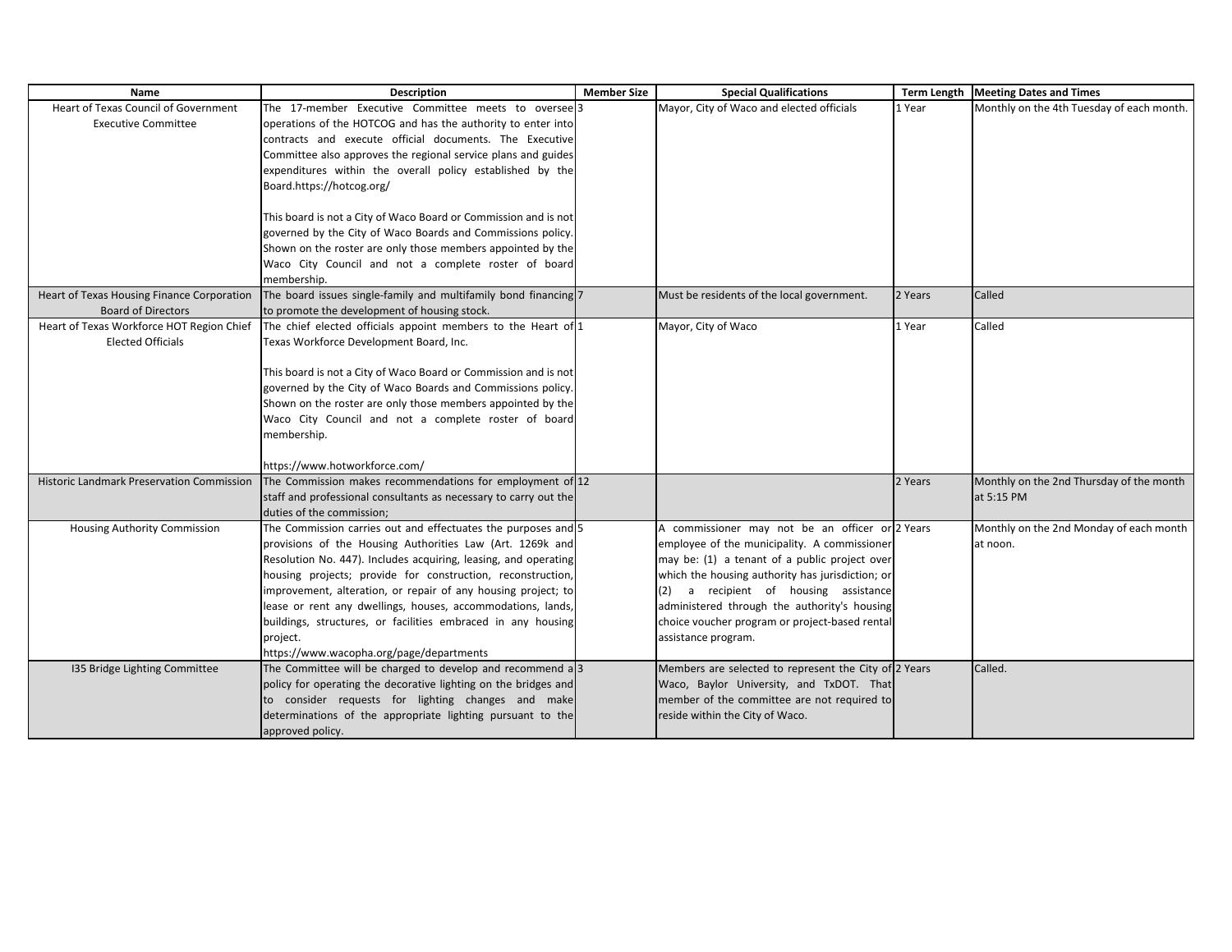| Name | Description | Member Size | Special Qualifications | Term Length | Meeting Dates and Times |
|---|---|---|---|---|---|
| Heart of Texas Council of Government Executive Committee | The 17-member Executive Committee meets to oversee operations of the HOTCOG and has the authority to enter into contracts and execute official documents. The Executive Committee also approves the regional service plans and guides expenditures within the overall policy established by the Board.https://hotcog.org/<br><br>This board is not a City of Waco Board or Commission and is not governed by the City of Waco Boards and Commissions policy. Shown on the roster are only those members appointed by the Waco City Council and not a complete roster of board membership. | 3 | Mayor, City of Waco and elected officials | 1 Year | Monthly on the 4th Tuesday of each month. |
| Heart of Texas Housing Finance Corporation Board of Directors | The board issues single-family and multifamily bond financing to promote the development of housing stock. | 7 | Must be residents of the local government. | 2 Years | Called |
| Heart of Texas Workforce HOT Region Chief Elected Officials | The chief elected officials appoint members to the Heart of Texas Workforce Development Board, Inc.<br><br>This board is not a City of Waco Board or Commission and is not governed by the City of Waco Boards and Commissions policy. Shown on the roster are only those members appointed by the Waco City Council and not a complete roster of board membership.<br><br>https://www.hotworkforce.com/ | 1 | Mayor, City of Waco | 1 Year | Called |
| Historic Landmark Preservation Commission | The Commission makes recommendations for employment of staff and professional consultants as necessary to carry out the duties of the commission; | 12 | | 2 Years | Monthly on the 2nd Thursday of the month at 5:15 PM |
| Housing Authority Commission | The Commission carries out and effectuates the purposes and provisions of the Housing Authorities Law (Art. 1269k and Resolution No. 447). Includes acquiring, leasing, and operating housing projects; provide for construction, reconstruction, improvement, alteration, or repair of any housing project; to lease or rent any dwellings, houses, accommodations, lands, buildings, structures, or facilities embraced in any housing project.<br>https://www.wacopha.org/page/departments | 5 | A commissioner may not be an officer or employee of the municipality. A commissioner may be: (1) a tenant of a public project over which the housing authority has jurisdiction; or (2) a recipient of housing assistance administered through the authority's housing choice voucher program or project-based rental assistance program. | 2 Years | Monthly on the 2nd Monday of each month at noon. |
| I35 Bridge Lighting Committee | The Committee will be charged to develop and recommend a policy for operating the decorative lighting on the bridges and to consider requests for lighting changes and make determinations of the appropriate lighting pursuant to the approved policy. | 3 | Members are selected to represent the City of Waco, Baylor University, and TxDOT. That member of the committee are not required to reside within the City of Waco. | 2 Years | Called. |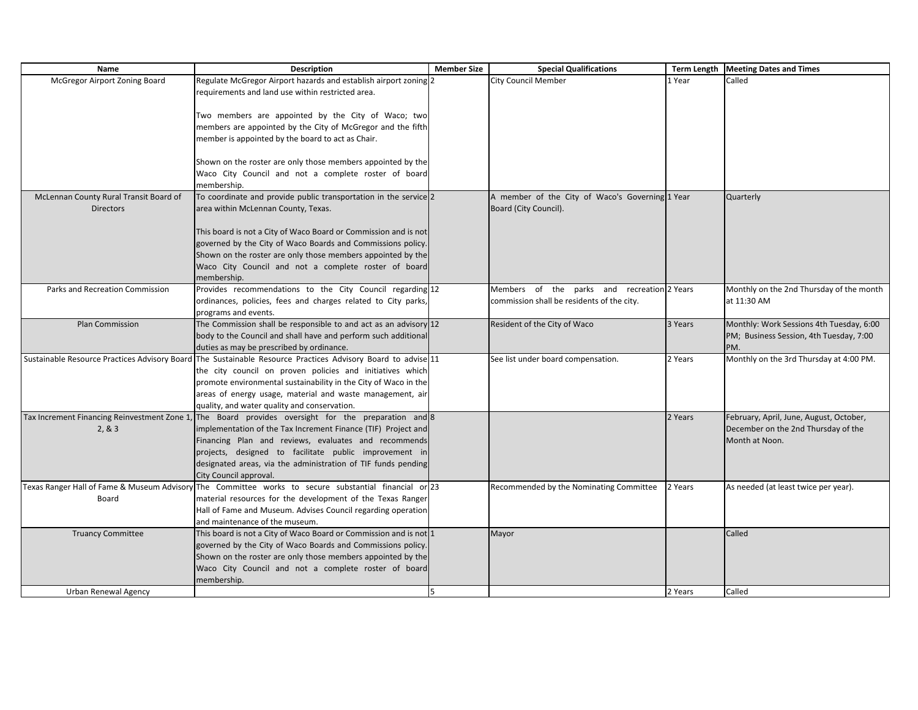| Name | Description | Member Size | Special Qualifications | Term Length | Meeting Dates and Times |
|---|---|---|---|---|---|
| McGregor Airport Zoning Board | Regulate McGregor Airport hazards and establish airport zoning requirements and land use within restricted area.<br><br>Two members are appointed by the City of Waco; two members are appointed by the City of McGregor and the fifth member is appointed by the board to act as Chair.<br><br>Shown on the roster are only those members appointed by the Waco City Council and not a complete roster of board membership. | 2 | City Council Member | 1 Year | Called |
| McLennan County Rural Transit Board of Directors | To coordinate and provide public transportation in the service area within McLennan County, Texas.<br><br>This board is not a City of Waco Board or Commission and is not governed by the City of Waco Boards and Commissions policy. Shown on the roster are only those members appointed by the Waco City Council and not a complete roster of board membership. | 2 | A member of the City of Waco's Governing Board (City Council). | 1 Year | Quarterly |
| Parks and Recreation Commission | Provides recommendations to the City Council regarding ordinances, policies, fees and charges related to City parks, programs and events. | 12 | Members of the parks and recreation commission shall be residents of the city. | 2 Years | Monthly on the 2nd Thursday of the month at 11:30 AM |
| Plan Commission | The Commission shall be responsible to and act as an advisory body to the Council and shall have and perform such additional duties as may be prescribed by ordinance. | 12 | Resident of the City of Waco | 3 Years | Monthly: Work Sessions 4th Tuesday, 6:00 PM; Business Session, 4th Tuesday, 7:00 PM. |
| Sustainable Resource Practices Advisory Board | The Sustainable Resource Practices Advisory Board to advise the city council on proven policies and initiatives which promote environmental sustainability in the City of Waco in the areas of energy usage, material and waste management, air quality, and water quality and conservation. | 11 | See list under board compensation. | 2 Years | Monthly on the 3rd Thursday at 4:00 PM. |
| Tax Increment Financing Reinvestment Zone 1, 2, & 3 | The Board provides oversight for the preparation and implementation of the Tax Increment Finance (TIF) Project and Financing Plan and reviews, evaluates and recommends projects, designed to facilitate public improvement in designated areas, via the administration of TIF funds pending City Council approval. | 8 | | 2 Years | February, April, June, August, October, December on the 2nd Thursday of the Month at Noon. |
| Texas Ranger Hall of Fame & Museum Advisory Board | The Committee works to secure substantial financial or material resources for the development of the Texas Ranger Hall of Fame and Museum. Advises Council regarding operation and maintenance of the museum. | 23 | Recommended by the Nominating Committee | 2 Years | As needed (at least twice per year). |
| Truancy Committee | This board is not a City of Waco Board or Commission and is not governed by the City of Waco Boards and Commissions policy. Shown on the roster are only those members appointed by the Waco City Council and not a complete roster of board membership. | 1 | Mayor | | Called |
| Urban Renewal Agency | | 5 | | 2 Years | Called |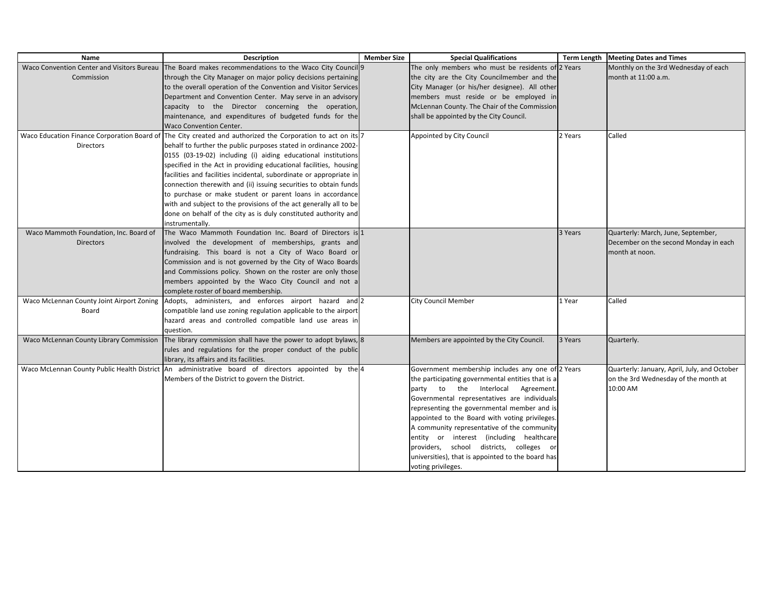| Name | Description | Member Size | Special Qualifications | Term Length | Meeting Dates and Times |
|---|---|---|---|---|---|
| Waco Convention Center and Visitors Bureau Commission | The Board makes recommendations to the Waco City Council through the City Manager on major policy decisions pertaining to the overall operation of the Convention and Visitor Services Department and Convention Center. May serve in an advisory capacity to the Director concerning the operation, maintenance, and expenditures of budgeted funds for the Waco Convention Center. | 9 | The only members who must be residents of the city are the City Councilmember and the City Manager (or his/her designee). All other members must reside or be employed in McLennan County. The Chair of the Commission shall be appointed by the City Council. | 2 Years | Monthly on the 3rd Wednesday of each month at 11:00 a.m. |
| Waco Education Finance Corporation Board of Directors | The City created and authorized the Corporation to act on its behalf to further the public purposes stated in ordinance 2002-0155 (03-19-02) including (i) aiding educational institutions specified in the Act in providing educational facilities, housing facilities and facilities incidental, subordinate or appropriate in connection therewith and (ii) issuing securities to obtain funds to purchase or make student or parent loans in accordance with and subject to the provisions of the act generally all to be done on behalf of the city as is duly constituted authority and instrumentally. | 7 | Appointed by City Council | 2 Years | Called |
| Waco Mammoth Foundation, Inc. Board of Directors | The Waco Mammoth Foundation Inc. Board of Directors is involved the development of memberships, grants and fundraising. This board is not a City of Waco Board or Commission and is not governed by the City of Waco Boards and Commissions policy. Shown on the roster are only those members appointed by the Waco City Council and not a complete roster of board membership. | 1 | | 3 Years | Quarterly: March, June, September, December on the second Monday in each month at noon. |
| Waco McLennan County Joint Airport Zoning Board | Adopts, administers, and enforces airport hazard and compatible land use zoning regulation applicable to the airport hazard areas and controlled compatible land use areas in question. | 2 | City Council Member | 1 Year | Called |
| Waco McLennan County Library Commission | The library commission shall have the power to adopt bylaws, rules and regulations for the proper conduct of the public library, its affairs and its facilities. | 8 | Members are appointed by the City Council. | 3 Years | Quarterly. |
| Waco McLennan County Public Health District | An administrative board of directors appointed by the Members of the District to govern the District. | 4 | Government membership includes any one of the participating governmental entities that is a party to the Interlocal Agreement. Governmental representatives are individuals representing the governmental member and is appointed to the Board with voting privileges. A community representative of the community entity or interest (including healthcare providers, school districts, colleges or universities), that is appointed to the board has voting privileges. | 2 Years | Quarterly: January, April, July, and October on the 3rd Wednesday of the month at 10:00 AM |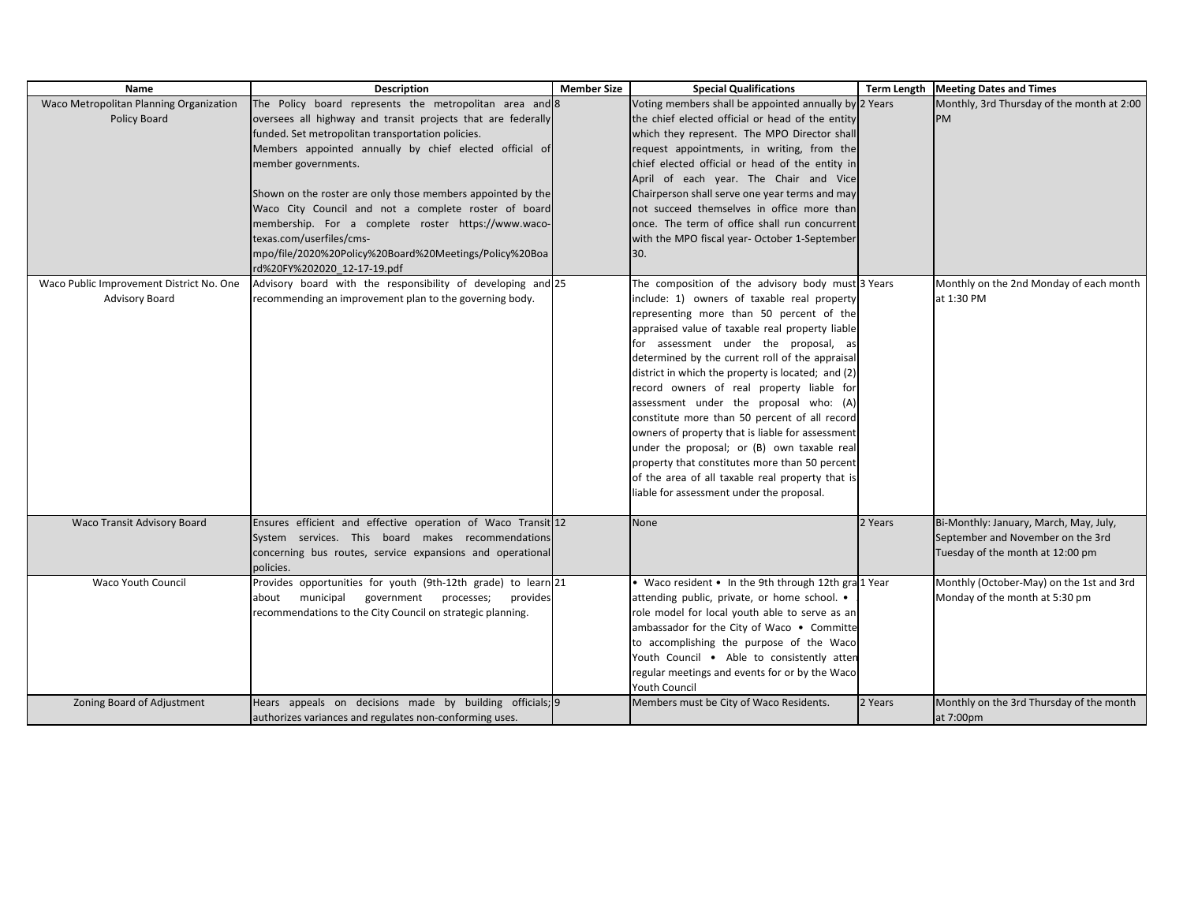| Name | Description | Member Size | Special Qualifications | Term Length | Meeting Dates and Times |
| --- | --- | --- | --- | --- | --- |
| Waco Metropolitan Planning Organization Policy Board | The Policy board represents the metropolitan area and oversees all highway and transit projects that are federally funded. Set metropolitan transportation policies.<br>Members appointed annually by chief elected official of member governments.<br><br>Shown on the roster are only those members appointed by the Waco City Council and not a complete roster of board membership. For a complete roster https://www.waco-texas.com/userfiles/cms-mpo/file/2020%20Policy%20Board%20Meetings/Policy%20Board%20FY%202020_12-17-19.pdf | 8 | Voting members shall be appointed annually by the chief elected official or head of the entity which they represent. The MPO Director shall request appointments, in writing, from the chief elected official or head of the entity in April of each year. The Chair and Vice Chairperson shall serve one year terms and may not succeed themselves in office more than once. The term of office shall run concurrent with the MPO fiscal year- October 1-September 30. | 2 Years | Monthly, 3rd Thursday of the month at 2:00 PM |
| Waco Public Improvement District No. One Advisory Board | Advisory board with the responsibility of developing and recommending an improvement plan to the governing body. | 25 | The composition of the advisory body must include: 1) owners of taxable real property representing more than 50 percent of the appraised value of taxable real property liable for assessment under the proposal, as determined by the current roll of the appraisal district in which the property is located; and (2) record owners of real property liable for assessment under the proposal who: (A) constitute more than 50 percent of all record owners of property that is liable for assessment under the proposal; or (B) own taxable real property that constitutes more than 50 percent of the area of all taxable real property that is liable for assessment under the proposal. | 3 Years | Monthly on the 2nd Monday of each month at 1:30 PM |
| Waco Transit Advisory Board | Ensures efficient and effective operation of Waco Transit System services. This board makes recommendations concerning bus routes, service expansions and operational policies. | 12 | None | 2 Years | Bi-Monthly: January, March, May, July, September and November on the 3rd Tuesday of the month at 12:00 pm |
| Waco Youth Council | Provides opportunities for youth (9th-12th grade) to learn about municipal government processes; provides recommendations to the City Council on strategic planning. | 21 | • Waco resident • In the 9th through 12th gra attending public, private, or home school. • role model for local youth able to serve as an ambassador for the City of Waco • Committe to accomplishing the purpose of the Waco Youth Council • Able to consistently atten regular meetings and events for or by the Waco Youth Council | 1 Year | Monthly (October-May) on the 1st and 3rd Monday of the month at 5:30 pm |
| Zoning Board of Adjustment | Hears appeals on decisions made by building officials; authorizes variances and regulates non-conforming uses. | 9 | Members must be City of Waco Residents. | 2 Years | Monthly on the 3rd Thursday of the month at 7:00pm |